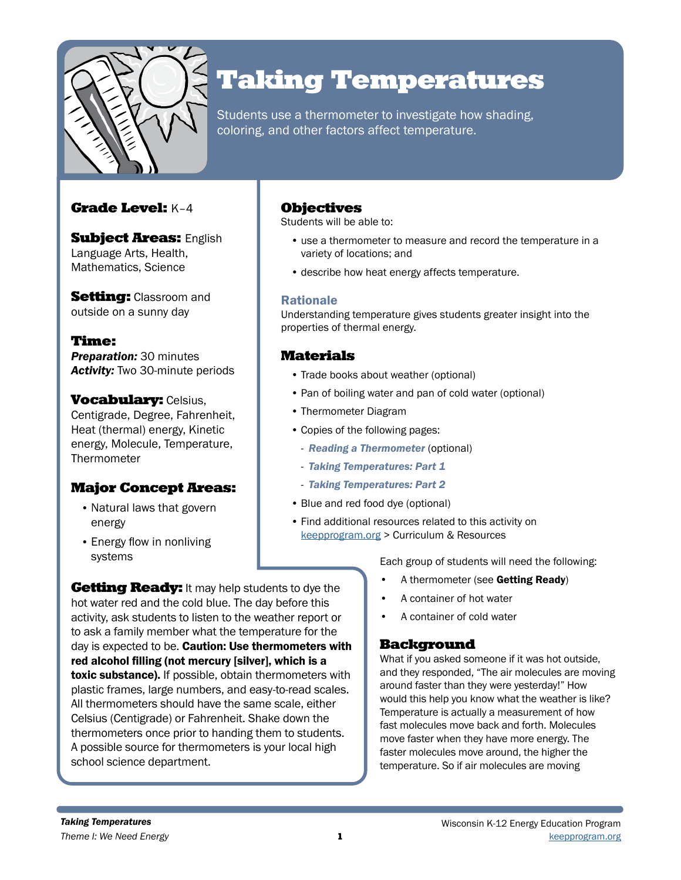# Taking Temperatures

Students use a thermometer to investigate how shading, coloring, and other factors affect temperature.

**Grade Level:** K–4

**Subject Areas:** English Language Arts, Health, Mathematics, Science

**Setting:** Classroom and outside on a sunny day

**Time:**
***Preparation:*** 30 minutes
***Activity:*** Two 30-minute periods

**Vocabulary:** Celsius, Centigrade, Degree, Fahrenheit, Heat (thermal) energy, Kinetic energy, Molecule, Temperature, Thermometer

## Major Concept Areas:

- Natural laws that govern energy
- Energy flow in nonliving systems

## Objectives

Students will be able to:

- use a thermometer to measure and record the temperature in a variety of locations; and
- describe how heat energy affects temperature.

### Rationale

Understanding temperature gives students greater insight into the properties of thermal energy.

## Materials

- Trade books about weather (optional)
- Pan of boiling water and pan of cold water (optional)
- Thermometer Diagram
- Copies of the following pages:
  - ***Reading a Thermometer*** (optional)
  - ***Taking Temperatures: Part 1***
  - ***Taking Temperatures: Part 2***
- Blue and red food dye (optional)
- Find additional resources related to this activity on keepprogram.org > Curriculum & Resources

Each group of students will need the following:

- A thermometer (see **Getting Ready**)
- A container of hot water
- A container of cold water

**Getting Ready:** It may help students to dye the hot water red and the cold blue. The day before this activity, ask students to listen to the weather report or to ask a family member what the temperature for the day is expected to be. **Caution: Use thermometers with red alcohol filling (not mercury [silver], which is a toxic substance).** If possible, obtain thermometers with plastic frames, large numbers, and easy-to-read scales. All thermometers should have the same scale, either Celsius (Centigrade) or Fahrenheit. Shake down the thermometers once prior to handing them to students. A possible source for thermometers is your local high school science department.

## Background

What if you asked someone if it was hot outside, and they responded, "The air molecules are moving around faster than they were yesterday!" How would this help you know what the weather is like? Temperature is actually a measurement of how fast molecules move back and forth. Molecules move faster when they have more energy. The faster molecules move around, the higher the temperature. So if air molecules are moving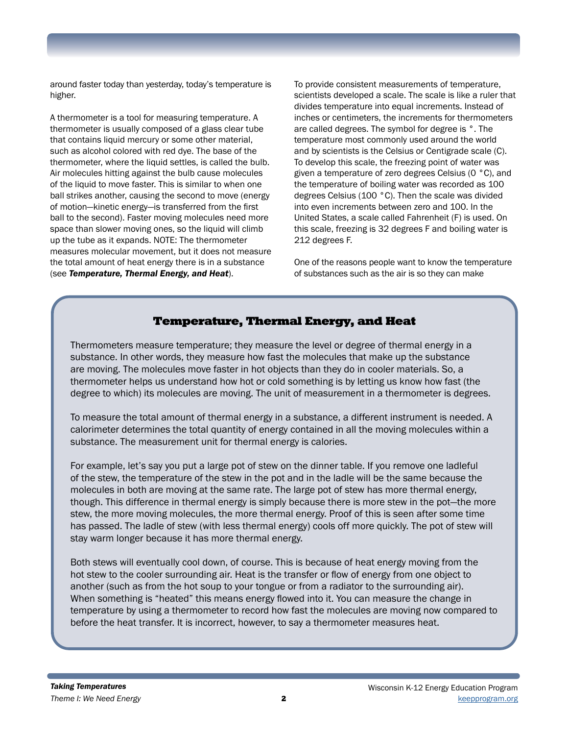around faster today than yesterday, today's temperature is higher.

A thermometer is a tool for measuring temperature. A thermometer is usually composed of a glass clear tube that contains liquid mercury or some other material, such as alcohol colored with red dye. The base of the thermometer, where the liquid settles, is called the bulb. Air molecules hitting against the bulb cause molecules of the liquid to move faster. This is similar to when one ball strikes another, causing the second to move (energy of motion—kinetic energy—is transferred from the first ball to the second). Faster moving molecules need more space than slower moving ones, so the liquid will climb up the tube as it expands. NOTE: The thermometer measures molecular movement, but it does not measure the total amount of heat energy there is in a substance (see ***Temperature, Thermal Energy, and Heat***).

To provide consistent measurements of temperature, scientists developed a scale. The scale is like a ruler that divides temperature into equal increments. Instead of inches or centimeters, the increments for thermometers are called degrees. The symbol for degree is °. The temperature most commonly used around the world and by scientists is the Celsius or Centigrade scale (C). To develop this scale, the freezing point of water was given a temperature of zero degrees Celsius (0 °C), and the temperature of boiling water was recorded as 100 degrees Celsius (100 °C). Then the scale was divided into even increments between zero and 100. In the United States, a scale called Fahrenheit (F) is used. On this scale, freezing is 32 degrees F and boiling water is 212 degrees F.

One of the reasons people want to know the temperature of substances such as the air is so they can make

## Temperature, Thermal Energy, and Heat

Thermometers measure temperature; they measure the level or degree of thermal energy in a substance. In other words, they measure how fast the molecules that make up the substance are moving. The molecules move faster in hot objects than they do in cooler materials. So, a thermometer helps us understand how hot or cold something is by letting us know how fast (the degree to which) its molecules are moving. The unit of measurement in a thermometer is degrees.

To measure the total amount of thermal energy in a substance, a different instrument is needed. A calorimeter determines the total quantity of energy contained in all the moving molecules within a substance. The measurement unit for thermal energy is calories.

For example, let's say you put a large pot of stew on the dinner table. If you remove one ladleful of the stew, the temperature of the stew in the pot and in the ladle will be the same because the molecules in both are moving at the same rate. The large pot of stew has more thermal energy, though. This difference in thermal energy is simply because there is more stew in the pot—the more stew, the more moving molecules, the more thermal energy. Proof of this is seen after some time has passed. The ladle of stew (with less thermal energy) cools off more quickly. The pot of stew will stay warm longer because it has more thermal energy.

Both stews will eventually cool down, of course. This is because of heat energy moving from the hot stew to the cooler surrounding air. Heat is the transfer or flow of energy from one object to another (such as from the hot soup to your tongue or from a radiator to the surrounding air). When something is "heated" this means energy flowed into it. You can measure the change in temperature by using a thermometer to record how fast the molecules are moving now compared to before the heat transfer. It is incorrect, however, to say a thermometer measures heat.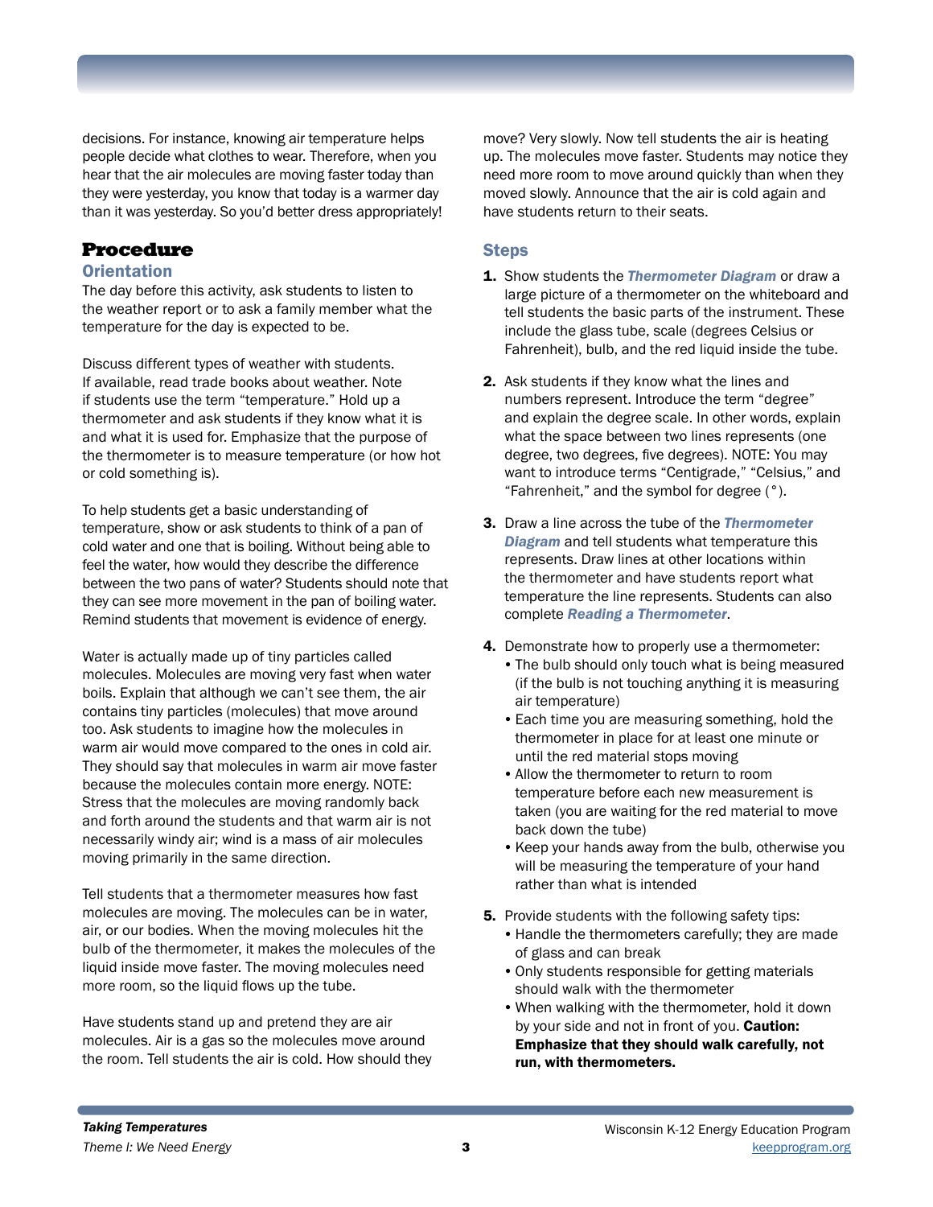decisions. For instance, knowing air temperature helps people decide what clothes to wear. Therefore, when you hear that the air molecules are moving faster today than they were yesterday, you know that today is a warmer day than it was yesterday. So you'd better dress appropriately!

## Procedure

### Orientation

The day before this activity, ask students to listen to the weather report or to ask a family member what the temperature for the day is expected to be.

Discuss different types of weather with students. If available, read trade books about weather. Note if students use the term "temperature." Hold up a thermometer and ask students if they know what it is and what it is used for. Emphasize that the purpose of the thermometer is to measure temperature (or how hot or cold something is).

To help students get a basic understanding of temperature, show or ask students to think of a pan of cold water and one that is boiling. Without being able to feel the water, how would they describe the difference between the two pans of water? Students should note that they can see more movement in the pan of boiling water. Remind students that movement is evidence of energy.

Water is actually made up of tiny particles called molecules. Molecules are moving very fast when water boils. Explain that although we can't see them, the air contains tiny particles (molecules) that move around too. Ask students to imagine how the molecules in warm air would move compared to the ones in cold air. They should say that molecules in warm air move faster because the molecules contain more energy. NOTE: Stress that the molecules are moving randomly back and forth around the students and that warm air is not necessarily windy air; wind is a mass of air molecules moving primarily in the same direction.

Tell students that a thermometer measures how fast molecules are moving. The molecules can be in water, air, or our bodies. When the moving molecules hit the bulb of the thermometer, it makes the molecules of the liquid inside move faster. The moving molecules need more room, so the liquid flows up the tube.

Have students stand up and pretend they are air molecules. Air is a gas so the molecules move around the room. Tell students the air is cold. How should they move? Very slowly. Now tell students the air is heating up. The molecules move faster. Students may notice they need more room to move around quickly than when they moved slowly. Announce that the air is cold again and have students return to their seats.

### Steps

1. Show students the ***Thermometer Diagram*** or draw a large picture of a thermometer on the whiteboard and tell students the basic parts of the instrument. These include the glass tube, scale (degrees Celsius or Fahrenheit), bulb, and the red liquid inside the tube.

2. Ask students if they know what the lines and numbers represent. Introduce the term "degree" and explain the degree scale. In other words, explain what the space between two lines represents (one degree, two degrees, five degrees). NOTE: You may want to introduce terms "Centigrade," "Celsius," and "Fahrenheit," and the symbol for degree (°).

3. Draw a line across the tube of the ***Thermometer Diagram*** and tell students what temperature this represents. Draw lines at other locations within the thermometer and have students report what temperature the line represents. Students can also complete ***Reading a Thermometer***.

4. Demonstrate how to properly use a thermometer:
   - The bulb should only touch what is being measured (if the bulb is not touching anything it is measuring air temperature)
   - Each time you are measuring something, hold the thermometer in place for at least one minute or until the red material stops moving
   - Allow the thermometer to return to room temperature before each new measurement is taken (you are waiting for the red material to move back down the tube)
   - Keep your hands away from the bulb, otherwise you will be measuring the temperature of your hand rather than what is intended

5. Provide students with the following safety tips:
   - Handle the thermometers carefully; they are made of glass and can break
   - Only students responsible for getting materials should walk with the thermometer
   - When walking with the thermometer, hold it down by your side and not in front of you. **Caution: Emphasize that they should walk carefully, not run, with thermometers.**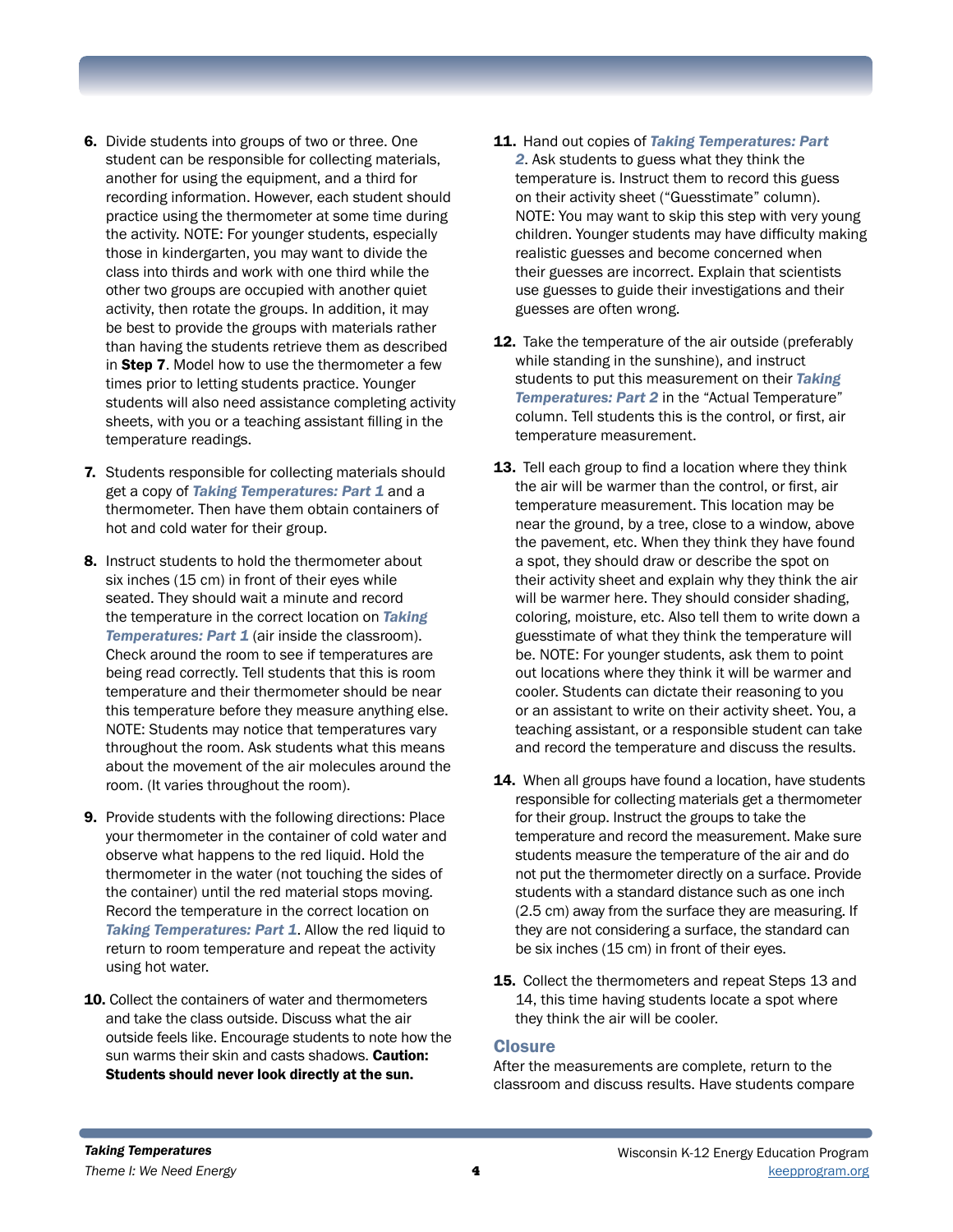6. Divide students into groups of two or three. One student can be responsible for collecting materials, another for using the equipment, and a third for recording information. However, each student should practice using the thermometer at some time during the activity. NOTE: For younger students, especially those in kindergarten, you may want to divide the class into thirds and work with one third while the other two groups are occupied with another quiet activity, then rotate the groups. In addition, it may be best to provide the groups with materials rather than having the students retrieve them as described in **Step 7**. Model how to use the thermometer a few times prior to letting students practice. Younger students will also need assistance completing activity sheets, with you or a teaching assistant filling in the temperature readings.

7. Students responsible for collecting materials should get a copy of ***Taking Temperatures: Part 1*** and a thermometer. Then have them obtain containers of hot and cold water for their group.

8. Instruct students to hold the thermometer about six inches (15 cm) in front of their eyes while seated. They should wait a minute and record the temperature in the correct location on ***Taking Temperatures: Part 1*** (air inside the classroom). Check around the room to see if temperatures are being read correctly. Tell students that this is room temperature and their thermometer should be near this temperature before they measure anything else. NOTE: Students may notice that temperatures vary throughout the room. Ask students what this means about the movement of the air molecules around the room. (It varies throughout the room).

9. Provide students with the following directions: Place your thermometer in the container of cold water and observe what happens to the red liquid. Hold the thermometer in the water (not touching the sides of the container) until the red material stops moving. Record the temperature in the correct location on ***Taking Temperatures: Part 1***. Allow the red liquid to return to room temperature and repeat the activity using hot water.

10. Collect the containers of water and thermometers and take the class outside. Discuss what the air outside feels like. Encourage students to note how the sun warms their skin and casts shadows. **Caution: Students should never look directly at the sun.**

11. Hand out copies of ***Taking Temperatures: Part 2***. Ask students to guess what they think the temperature is. Instruct them to record this guess on their activity sheet ("Guesstimate" column). NOTE: You may want to skip this step with very young children. Younger students may have difficulty making realistic guesses and become concerned when their guesses are incorrect. Explain that scientists use guesses to guide their investigations and their guesses are often wrong.

12. Take the temperature of the air outside (preferably while standing in the sunshine), and instruct students to put this measurement on their ***Taking Temperatures: Part 2*** in the "Actual Temperature" column. Tell students this is the control, or first, air temperature measurement.

13. Tell each group to find a location where they think the air will be warmer than the control, or first, air temperature measurement. This location may be near the ground, by a tree, close to a window, above the pavement, etc. When they think they have found a spot, they should draw or describe the spot on their activity sheet and explain why they think the air will be warmer here. They should consider shading, coloring, moisture, etc. Also tell them to write down a guesstimate of what they think the temperature will be. NOTE: For younger students, ask them to point out locations where they think it will be warmer and cooler. Students can dictate their reasoning to you or an assistant to write on their activity sheet. You, a teaching assistant, or a responsible student can take and record the temperature and discuss the results.

14. When all groups have found a location, have students responsible for collecting materials get a thermometer for their group. Instruct the groups to take the temperature and record the measurement. Make sure students measure the temperature of the air and do not put the thermometer directly on a surface. Provide students with a standard distance such as one inch (2.5 cm) away from the surface they are measuring. If they are not considering a surface, the standard can be six inches (15 cm) in front of their eyes.

15. Collect the thermometers and repeat Steps 13 and 14, this time having students locate a spot where they think the air will be cooler.

### Closure

After the measurements are complete, return to the classroom and discuss results. Have students compare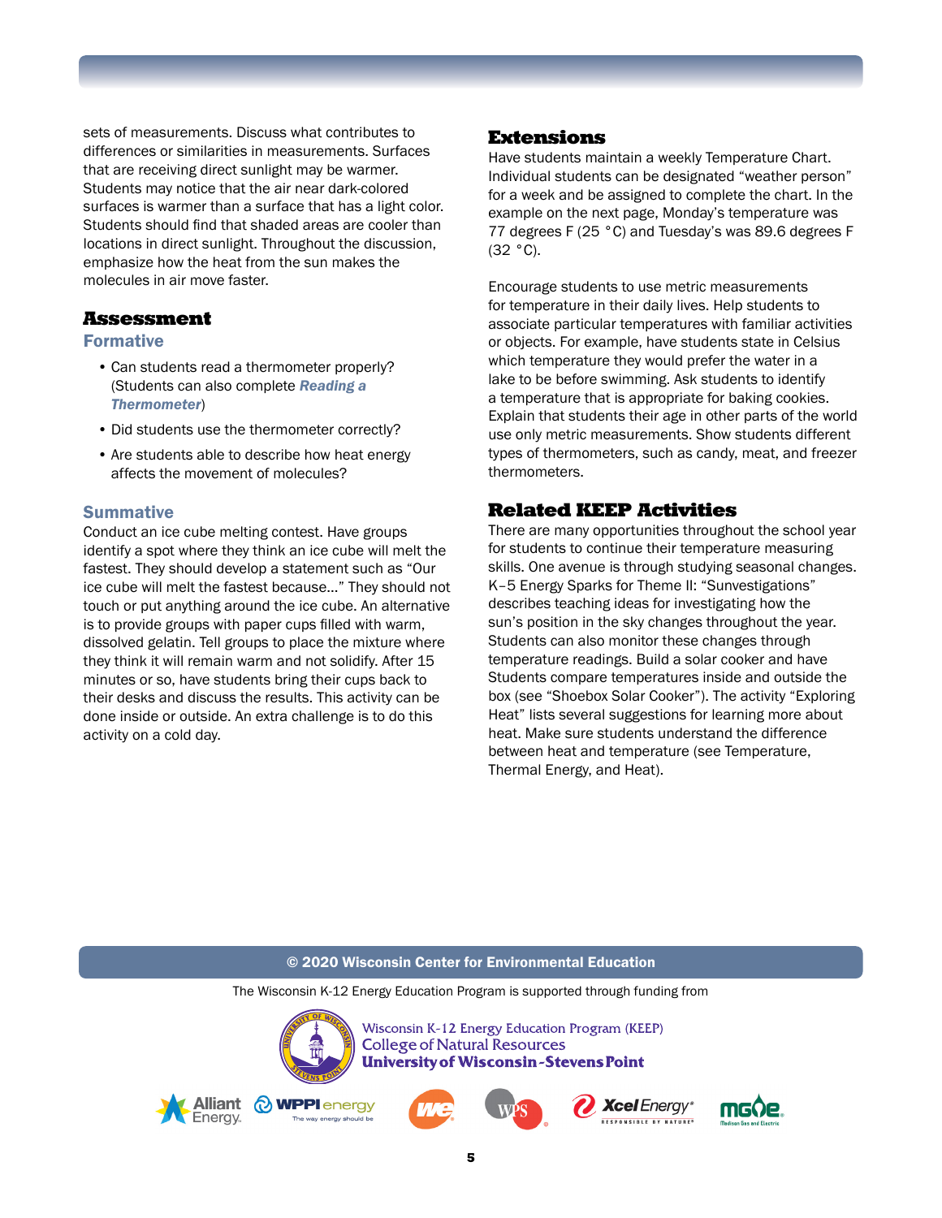sets of measurements. Discuss what contributes to differences or similarities in measurements. Surfaces that are receiving direct sunlight may be warmer. Students may notice that the air near dark-colored surfaces is warmer than a surface that has a light color. Students should find that shaded areas are cooler than locations in direct sunlight. Throughout the discussion, emphasize how the heat from the sun makes the molecules in air move faster.

## Assessment

### Formative

- Can students read a thermometer properly? (Students can also complete ***Reading a Thermometer***)
- Did students use the thermometer correctly?
- Are students able to describe how heat energy affects the movement of molecules?

### Summative

Conduct an ice cube melting contest. Have groups identify a spot where they think an ice cube will melt the fastest. They should develop a statement such as "Our ice cube will melt the fastest because…" They should not touch or put anything around the ice cube. An alternative is to provide groups with paper cups filled with warm, dissolved gelatin. Tell groups to place the mixture where they think it will remain warm and not solidify. After 15 minutes or so, have students bring their cups back to their desks and discuss the results. This activity can be done inside or outside. An extra challenge is to do this activity on a cold day.

## Extensions

Have students maintain a weekly Temperature Chart. Individual students can be designated "weather person" for a week and be assigned to complete the chart. In the example on the next page, Monday's temperature was 77 degrees F (25 °C) and Tuesday's was 89.6 degrees F (32 °C).

Encourage students to use metric measurements for temperature in their daily lives. Help students to associate particular temperatures with familiar activities or objects. For example, have students state in Celsius which temperature they would prefer the water in a lake to be before swimming. Ask students to identify a temperature that is appropriate for baking cookies. Explain that students their age in other parts of the world use only metric measurements. Show students different types of thermometers, such as candy, meat, and freezer thermometers.

## Related KEEP Activities

There are many opportunities throughout the school year for students to continue their temperature measuring skills. One avenue is through studying seasonal changes. K–5 Energy Sparks for Theme II: "Sunvestigations" describes teaching ideas for investigating how the sun's position in the sky changes throughout the year. Students can also monitor these changes through temperature readings. Build a solar cooker and have Students compare temperatures inside and outside the box (see "Shoebox Solar Cooker"). The activity "Exploring Heat" lists several suggestions for learning more about heat. Make sure students understand the difference between heat and temperature (see Temperature, Thermal Energy, and Heat).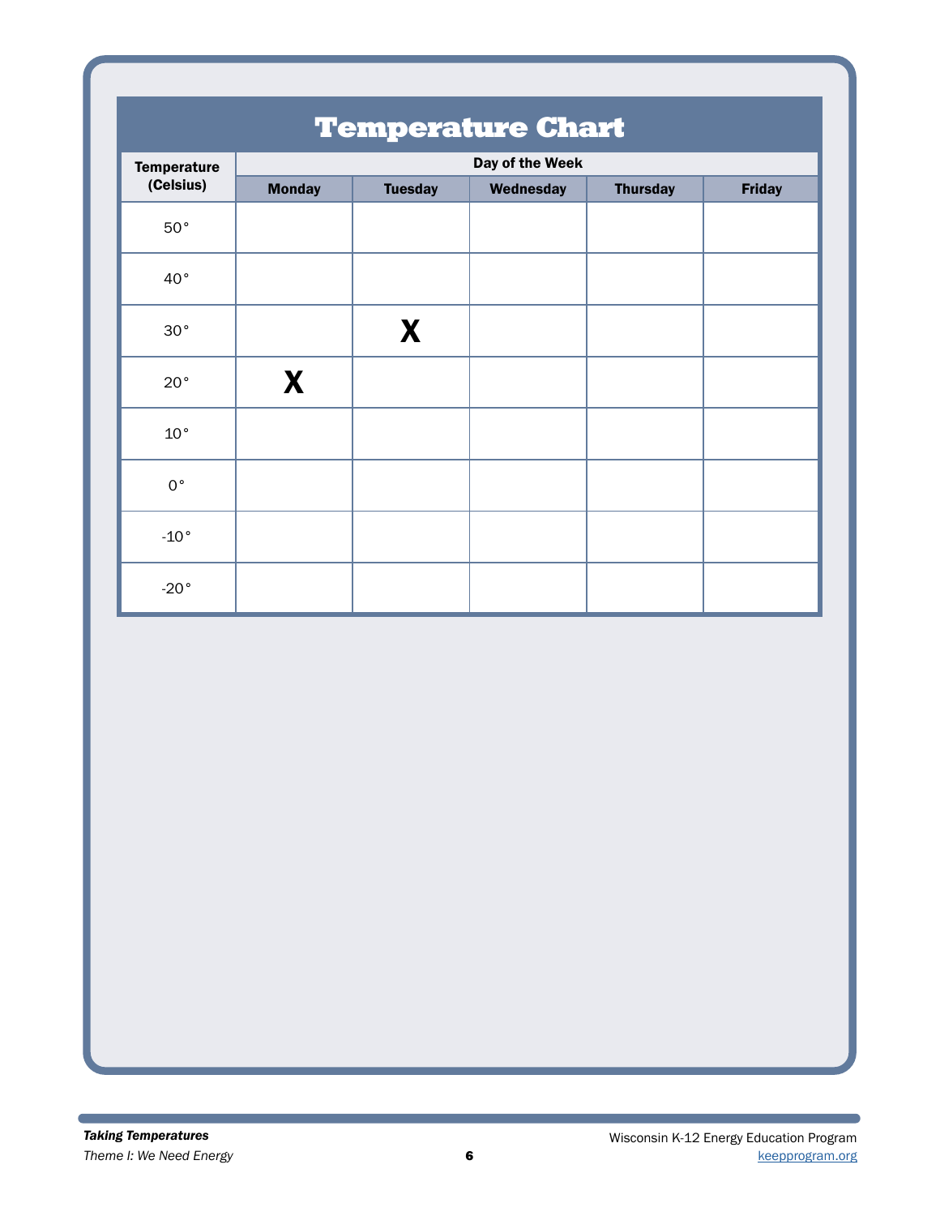# Temperature Chart

| Temperature (Celsius) | Day of the Week | | | | |
|---|---|---|---|---|---|
| | Monday | Tuesday | Wednesday | Thursday | Friday |
| 50° | | | | | |
| 40° | | | | | |
| 30° | | X | | | |
| 20° | X | | | | |
| 10° | | | | | |
| 0° | | | | | |
| -10° | | | | | |
| -20° | | | | | |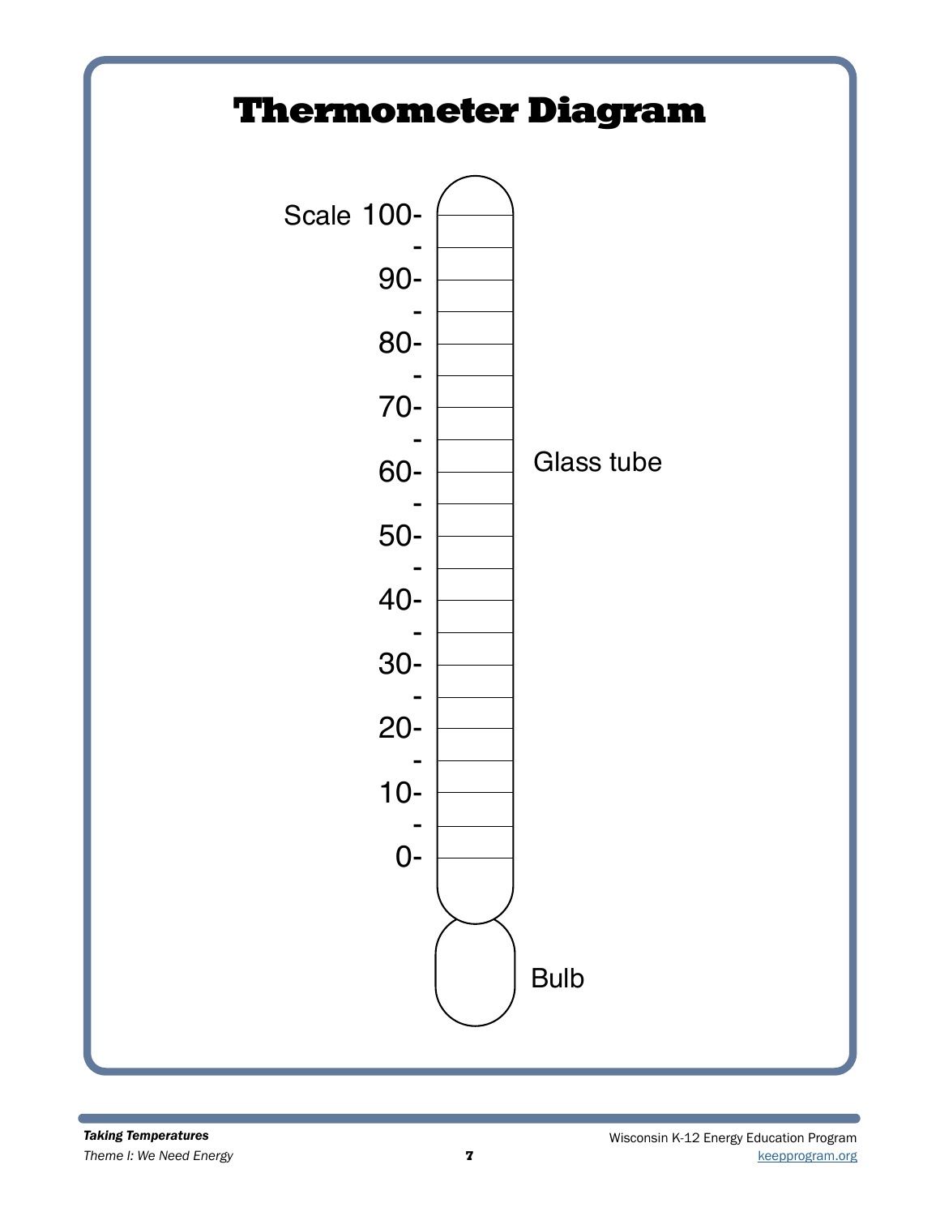# Thermometer Diagram

Scale 100-
-
90-
-
80-
-
70-
-
60-
-
50-
-
40-
-
30-
-
20-
-
10-
-
0-

Glass tube

Bulb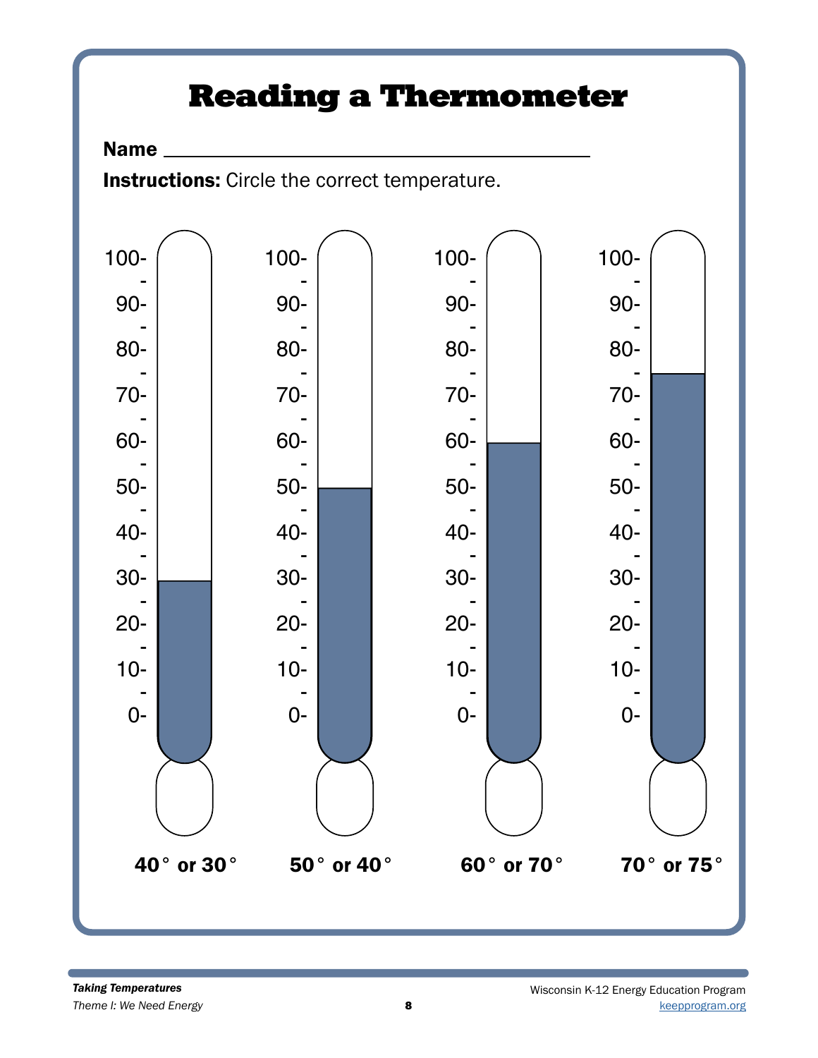# Reading a Thermometer

**Name** ________________________________________

**Instructions:** Circle the correct temperature.

| | | | |
|---|---|---|---|
| **40° or 30°** | **50° or 40°** | **60° or 70°** | **70° or 75°** |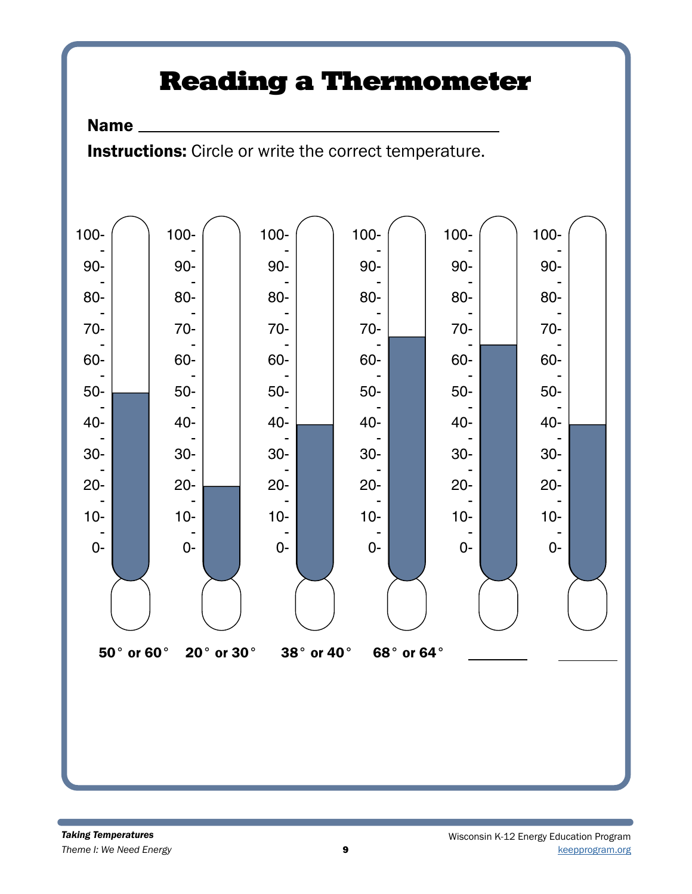# Reading a Thermometer

**Name** ________________________________

**Instructions:** Circle or write the correct temperature.

**50° or 60°** **20° or 30°** **38° or 40°** **68° or 64°** ________ ________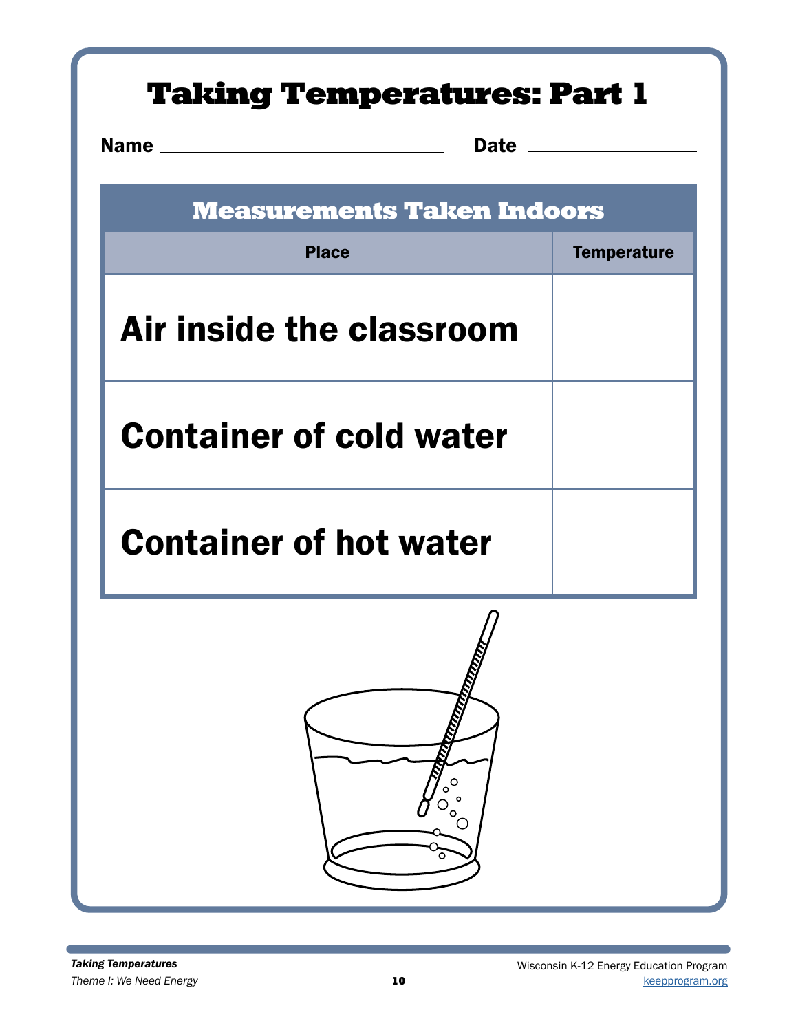# Taking Temperatures: Part 1

**Name** ______________________________ **Date** ____________________

| Measurements Taken Indoors | |
|---|---|
| **Place** | **Temperature** |
| Air inside the classroom | |
| Container of cold water | |
| Container of hot water | |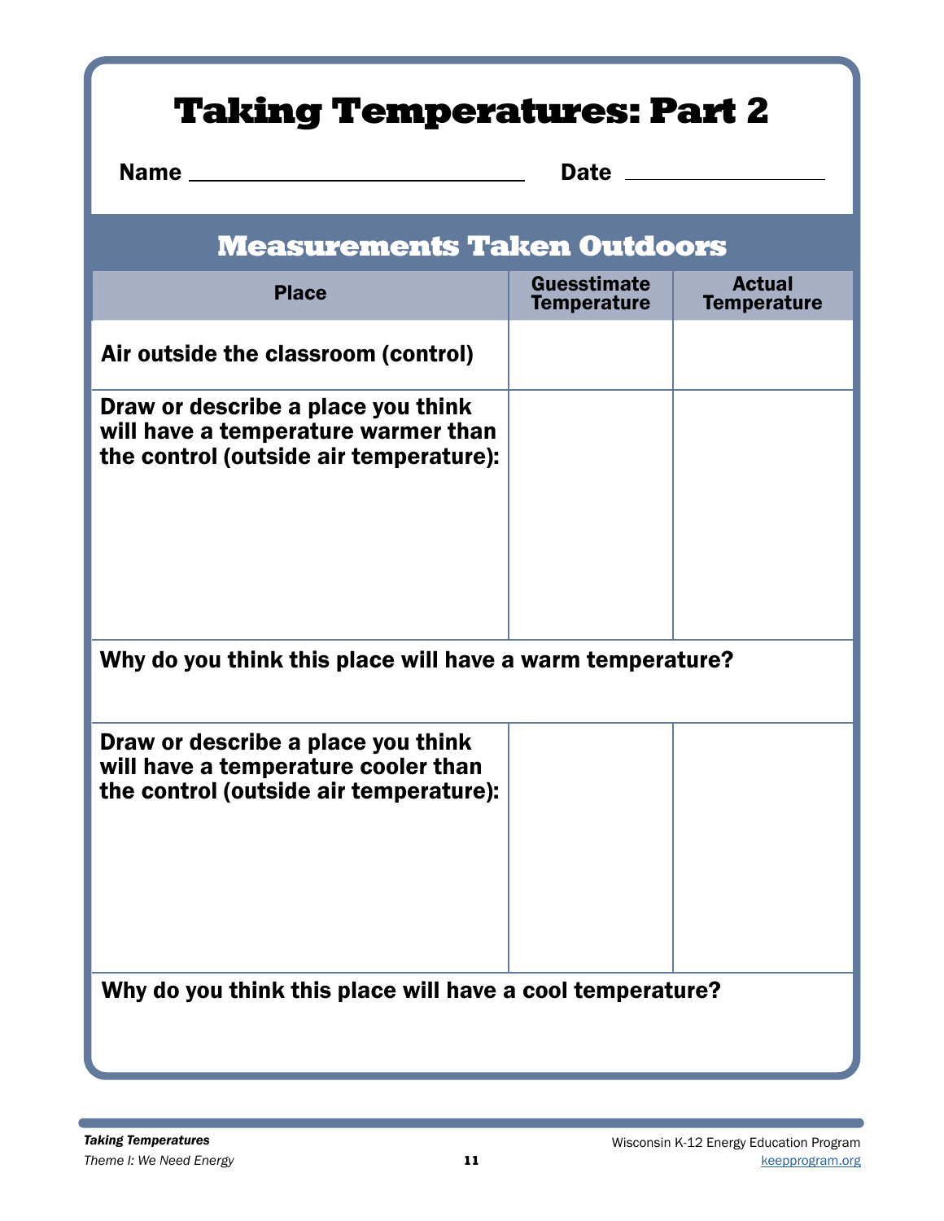# Taking Temperatures: Part 2

**Name** ______________________________ **Date** ____________________

## Measurements Taken Outdoors

| Place | Guesstimate Temperature | Actual Temperature |
|---|---|---|
| **Air outside the classroom (control)** | | |
| **Draw or describe a place you think will have a temperature warmer than the control (outside air temperature):** | | |
| **Why do you think this place will have a warm temperature?** | | |
| **Draw or describe a place you think will have a temperature cooler than the control (outside air temperature):** | | |
| **Why do you think this place will have a cool temperature?** | | |